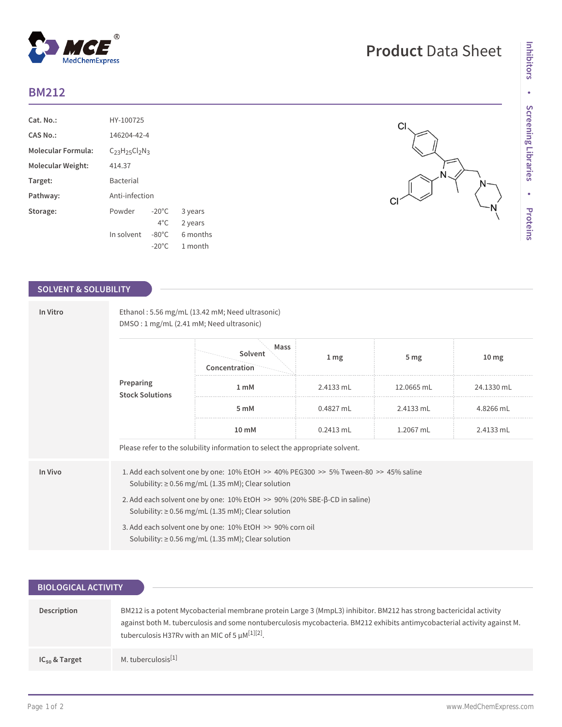# Product Data Sheet

## BM212

| | | | |
|---|---|---|---|
| **Cat. No.:** | HY-100725 | | |
| **CAS No.:** | 146204-42-4 | | |
| **Molecular Formula:** | $C_{23}H_{25}Cl_2N_3$ | | |
| **Molecular Weight:** | 414.37 | | |
| **Target:** | Bacterial | | |
| **Pathway:** | Anti-infection | | |
| **Storage:** | Powder | -20°C | 3 years |
| | | 4°C | 2 years |
| | In solvent | -80°C | 6 months |
| | | -20°C | 1 month |

## SOLVENT & SOLUBILITY

**In Vitro**

Ethanol : 5.56 mg/mL (13.42 mM; Need ultrasonic)
DMSO : 1 mg/mL (2.41 mM; Need ultrasonic)

| Preparing Stock Solutions | Solvent Mass / Concentration | 1 mg | 5 mg | 10 mg |
|---|---|---|---|---|
| | 1 mM | 2.4133 mL | 12.0665 mL | 24.1330 mL |
| | 5 mM | 0.4827 mL | 2.4133 mL | 4.8266 mL |
| | 10 mM | 0.2413 mL | 1.2067 mL | 2.4133 mL |

Please refer to the solubility information to select the appropriate solvent.

**In Vivo**

1. Add each solvent one by one: 10% EtOH >> 40% PEG300 >> 5% Tween-80 >> 45% saline
   Solubility: ≥ 0.56 mg/mL (1.35 mM); Clear solution
2. Add each solvent one by one: 10% EtOH >> 90% (20% SBE-β-CD in saline)
   Solubility: ≥ 0.56 mg/mL (1.35 mM); Clear solution
3. Add each solvent one by one: 10% EtOH >> 90% corn oil
   Solubility: ≥ 0.56 mg/mL (1.35 mM); Clear solution

## BIOLOGICAL ACTIVITY

**Description**

BM212 is a potent Mycobacterial membrane protein Large 3 (MmpL3) inhibitor. BM212 has strong bactericidal activity against both M. tuberculosis and some nontuberculosis mycobacteria. BM212 exhibits antimycobacterial activity against M. tuberculosis H37Rv with an MIC of 5 μM[1][2].

**$IC_{50}$ & Target**

M. tuberculosis[1]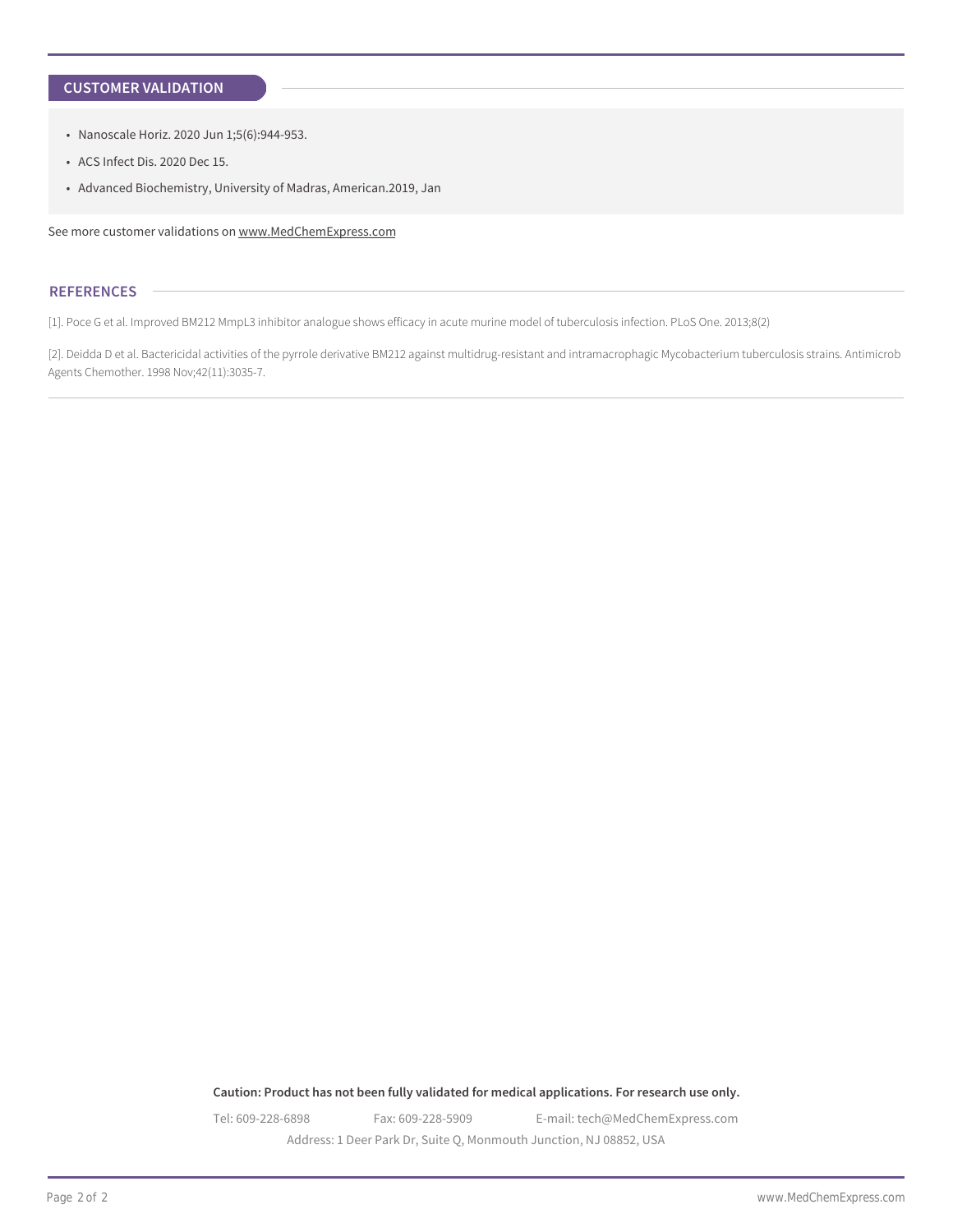## CUSTOMER VALIDATION

- Nanoscale Horiz. 2020 Jun 1;5(6):944-953.
- ACS Infect Dis. 2020 Dec 15.
- Advanced Biochemistry, University of Madras, American.2019, Jan

See more customer validations on www.MedChemExpress.com

## REFERENCES

[1]. Poce G et al. Improved BM212 MmpL3 inhibitor analogue shows efficacy in acute murine model of tuberculosis infection. PLoS One. 2013;8(2)

[2]. Deidda D et al. Bactericidal activities of the pyrrole derivative BM212 against multidrug-resistant and intramacrophagic Mycobacterium tuberculosis strains. Antimicrob Agents Chemother. 1998 Nov;42(11):3035-7.

**Caution: Product has not been fully validated for medical applications. For research use only.**

Tel: 609-228-6898 Fax: 609-228-5909 E-mail: tech@MedChemExpress.com

Address: 1 Deer Park Dr, Suite Q, Monmouth Junction, NJ 08852, USA